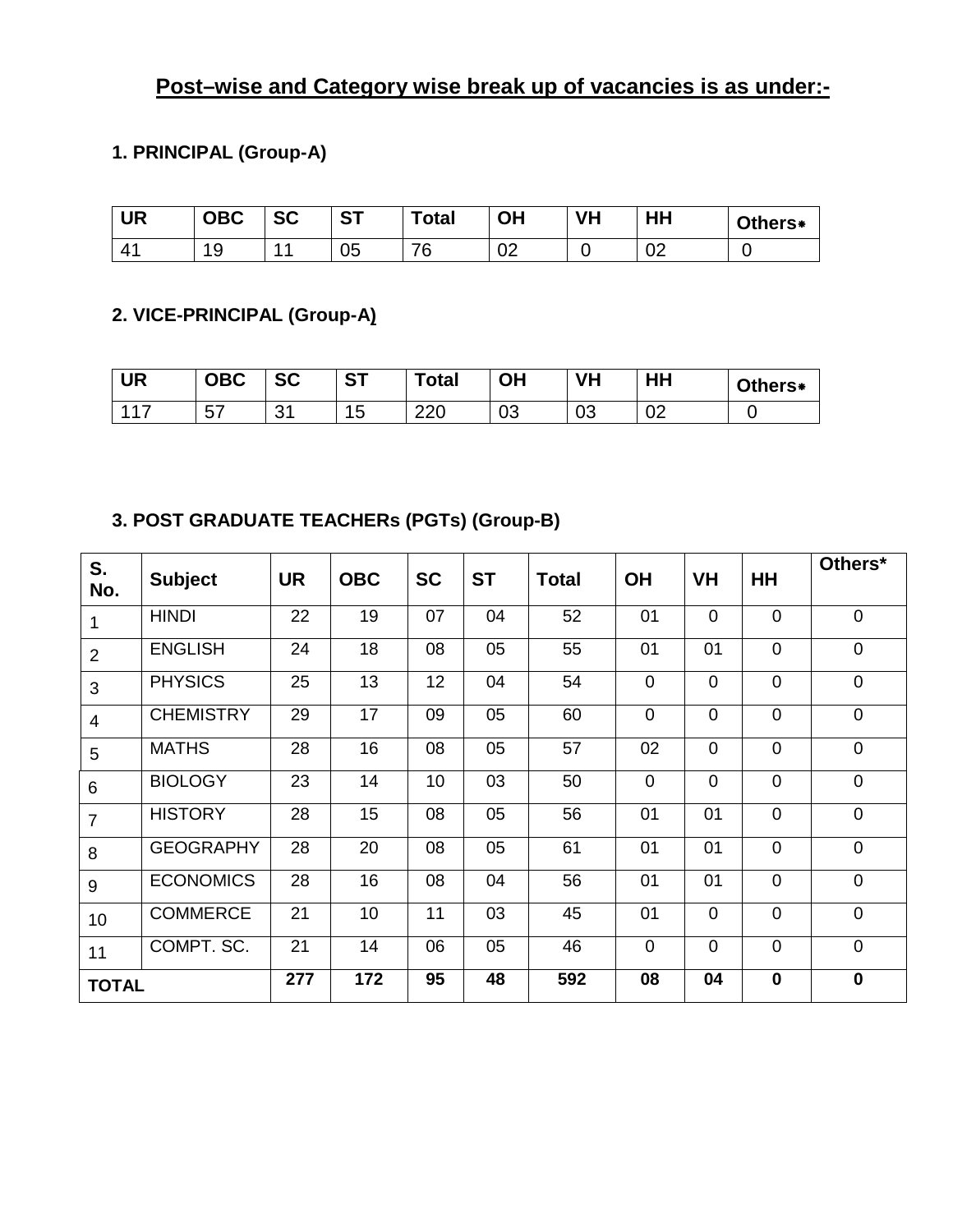## Post–wise and Category wise break up of vacancies is as under:-

### 1. PRINCIPAL (Group-A)

| UR | OBC | SC | ST | Total | OH | VH | HH | Others* |
|---|---|---|---|---|---|---|---|---|
| 41 | 19 | 11 | 05 | 76 | 02 | 0 | 02 | 0 |

### 2. VICE-PRINCIPAL (Group-A)

| UR | OBC | SC | ST | Total | OH | VH | HH | Others* |
|---|---|---|---|---|---|---|---|---|
| 117 | 57 | 31 | 15 | 220 | 03 | 03 | 02 | 0 |

### 3. POST GRADUATE TEACHERs (PGTs) (Group-B)

| S. No. | Subject | UR | OBC | SC | ST | Total | OH | VH | HH | Others* |
|---|---|---|---|---|---|---|---|---|---|---|
| 1 | HINDI | 22 | 19 | 07 | 04 | 52 | 01 | 0 | 0 | 0 |
| 2 | ENGLISH | 24 | 18 | 08 | 05 | 55 | 01 | 01 | 0 | 0 |
| 3 | PHYSICS | 25 | 13 | 12 | 04 | 54 | 0 | 0 | 0 | 0 |
| 4 | CHEMISTRY | 29 | 17 | 09 | 05 | 60 | 0 | 0 | 0 | 0 |
| 5 | MATHS | 28 | 16 | 08 | 05 | 57 | 02 | 0 | 0 | 0 |
| 6 | BIOLOGY | 23 | 14 | 10 | 03 | 50 | 0 | 0 | 0 | 0 |
| 7 | HISTORY | 28 | 15 | 08 | 05 | 56 | 01 | 01 | 0 | 0 |
| 8 | GEOGRAPHY | 28 | 20 | 08 | 05 | 61 | 01 | 01 | 0 | 0 |
| 9 | ECONOMICS | 28 | 16 | 08 | 04 | 56 | 01 | 01 | 0 | 0 |
| 10 | COMMERCE | 21 | 10 | 11 | 03 | 45 | 01 | 0 | 0 | 0 |
| 11 | COMPT. SC. | 21 | 14 | 06 | 05 | 46 | 0 | 0 | 0 | 0 |
| **TOTAL** | | **277** | **172** | **95** | **48** | **592** | **08** | **04** | **0** | **0** |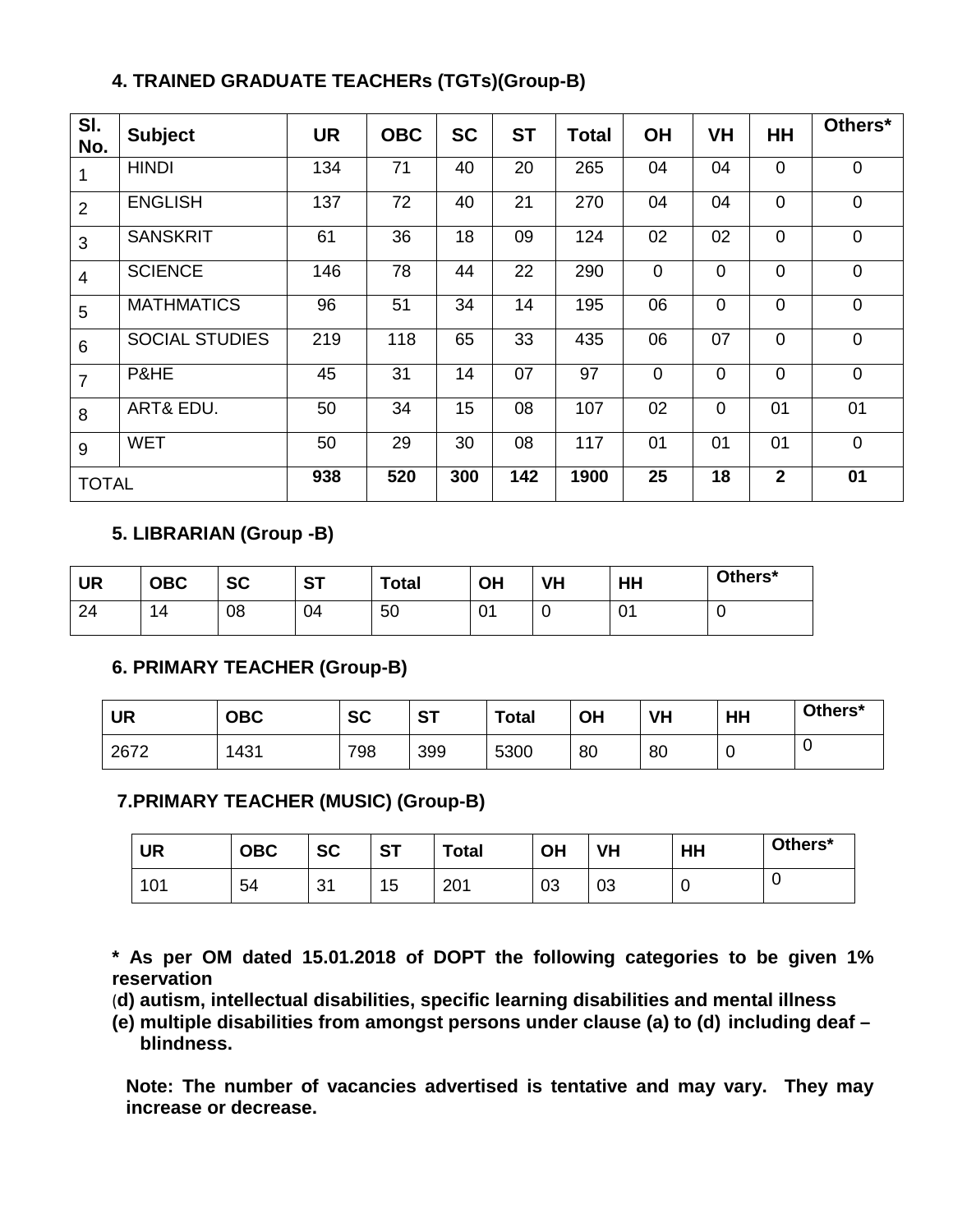### 4. TRAINED GRADUATE TEACHERs (TGTs)(Group-B)

| Sl. No. | Subject | UR | OBC | SC | ST | Total | OH | VH | HH | Others* |
|---|---|---|---|---|---|---|---|---|---|---|
| 1 | HINDI | 134 | 71 | 40 | 20 | 265 | 04 | 04 | 0 | 0 |
| 2 | ENGLISH | 137 | 72 | 40 | 21 | 270 | 04 | 04 | 0 | 0 |
| 3 | SANSKRIT | 61 | 36 | 18 | 09 | 124 | 02 | 02 | 0 | 0 |
| 4 | SCIENCE | 146 | 78 | 44 | 22 | 290 | 0 | 0 | 0 | 0 |
| 5 | MATHMATICS | 96 | 51 | 34 | 14 | 195 | 06 | 0 | 0 | 0 |
| 6 | SOCIAL STUDIES | 219 | 118 | 65 | 33 | 435 | 06 | 07 | 0 | 0 |
| 7 | P&HE | 45 | 31 | 14 | 07 | 97 | 0 | 0 | 0 | 0 |
| 8 | ART& EDU. | 50 | 34 | 15 | 08 | 107 | 02 | 0 | 01 | 01 |
| 9 | WET | 50 | 29 | 30 | 08 | 117 | 01 | 01 | 01 | 0 |
| TOTAL | | **938** | **520** | **300** | **142** | **1900** | **25** | **18** | **2** | **01** |

### 5. LIBRARIAN (Group -B)

| UR | OBC | SC | ST | Total | OH | VH | HH | Others* |
|---|---|---|---|---|---|---|---|---|
| 24 | 14 | 08 | 04 | 50 | 01 | 0 | 01 | 0 |

### 6. PRIMARY TEACHER (Group-B)

| UR | OBC | SC | ST | Total | OH | VH | HH | Others* |
|---|---|---|---|---|---|---|---|---|
| 2672 | 1431 | 798 | 399 | 5300 | 80 | 80 | 0 | 0 |

### 7.PRIMARY TEACHER (MUSIC) (Group-B)

| UR | OBC | SC | ST | Total | OH | VH | HH | Others* |
|---|---|---|---|---|---|---|---|---|
| 101 | 54 | 31 | 15 | 201 | 03 | 03 | 0 | 0 |

**\* As per OM dated 15.01.2018 of DOPT the following categories to be given 1% reservation**

(**d) autism, intellectual disabilities, specific learning disabilities and mental illness**

**(e) multiple disabilities from amongst persons under clause (a) to (d) including deaf – blindness.**

**Note: The number of vacancies advertised is tentative and may vary. They may increase or decrease.**